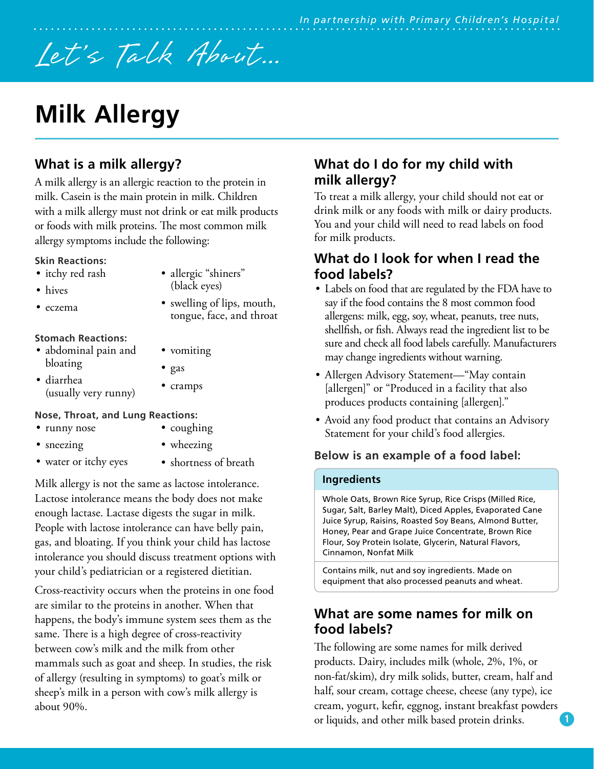*In partnership with Primary Children's Hospital*

*Let's Talk About...*

# Milk Allergy

## What is a milk allergy?

A milk allergy is an allergic reaction to the protein in milk. Casein is the main protein in milk. Children with a milk allergy must not drink or eat milk products or foods with milk proteins. The most common milk allergy symptoms include the following:

**Skin Reactions:**

- itchy red rash
- hives
- eczema
- allergic "shiners" (black eyes)
- swelling of lips, mouth, tongue, face, and throat

**Stomach Reactions:**

- abdominal pain and bloating
- diarrhea (usually very runny)
- vomiting
- gas
- cramps

**Nose, Throat, and Lung Reactions:**

- runny nose
- sneezing
- water or itchy eyes
- coughing
- wheezing
- shortness of breath

Milk allergy is not the same as lactose intolerance. Lactose intolerance means the body does not make enough lactase. Lactase digests the sugar in milk. People with lactose intolerance can have belly pain, gas, and bloating. If you think your child has lactose intolerance you should discuss treatment options with your child's pediatrician or a registered dietitian.

Cross-reactivity occurs when the proteins in one food are similar to the proteins in another. When that happens, the body's immune system sees them as the same. There is a high degree of cross-reactivity between cow's milk and the milk from other mammals such as goat and sheep. In studies, the risk of allergy (resulting in symptoms) to goat's milk or sheep's milk in a person with cow's milk allergy is about 90%.

## What do I do for my child with milk allergy?

To treat a milk allergy, your child should not eat or drink milk or any foods with milk or dairy products. You and your child will need to read labels on food for milk products.

## What do I look for when I read the food labels?

- Labels on food that are regulated by the FDA have to say if the food contains the 8 most common food allergens: milk, egg, soy, wheat, peanuts, tree nuts, shellfish, or fish. Always read the ingredient list to be sure and check all food labels carefully. Manufacturers may change ingredients without warning.
- Allergen Advisory Statement—"May contain [allergen]" or "Produced in a facility that also produces products containing [allergen]."
- Avoid any food product that contains an Advisory Statement for your child's food allergies.

**Below is an example of a food label:**

| Ingredients |
| --- |
| Whole Oats, Brown Rice Syrup, Rice Crisps (Milled Rice, Sugar, Salt, Barley Malt), Diced Apples, Evaporated Cane Juice Syrup, Raisins, Roasted Soy Beans, Almond Butter, Honey, Pear and Grape Juice Concentrate, Brown Rice Flour, Soy Protein Isolate, Glycerin, Natural Flavors, Cinnamon, Nonfat Milk |
| Contains milk, nut and soy ingredients. Made on equipment that also processed peanuts and wheat. |

## What are some names for milk on food labels?

The following are some names for milk derived products. Dairy, includes milk (whole, 2%, 1%, or non-fat/skim), dry milk solids, butter, cream, half and half, sour cream, cottage cheese, cheese (any type), ice cream, yogurt, kefir, eggnog, instant breakfast powders or liquids, and other milk based protein drinks.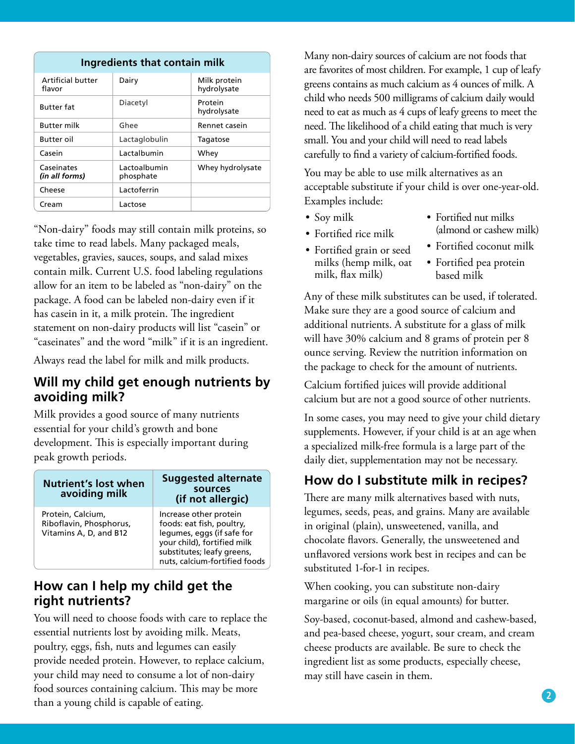| Ingredients that contain milk | | |
|---|---|---|
| Artificial butter flavor | Dairy | Milk protein hydrolysate |
| Butter fat | Diacetyl | Protein hydrolysate |
| Butter milk | Ghee | Rennet casein |
| Butter oil | Lactaglobulin | Tagatose |
| Casein | Lactalbumin | Whey |
| Caseinates *(in all forms)* | Lactoalbumin phosphate | Whey hydrolysate |
| Cheese | Lactoferrin | |
| Cream | Lactose | |

"Non-dairy" foods may still contain milk proteins, so take time to read labels. Many packaged meals, vegetables, gravies, sauces, soups, and salad mixes contain milk. Current U.S. food labeling regulations allow for an item to be labeled as "non-dairy" on the package. A food can be labeled non-dairy even if it has casein in it, a milk protein. The ingredient statement on non-dairy products will list "casein" or "caseinates" and the word "milk" if it is an ingredient.

Always read the label for milk and milk products.

## Will my child get enough nutrients by avoiding milk?

Milk provides a good source of many nutrients essential for your child's growth and bone development. This is especially important during peak growth periods.

| Nutrient's lost when avoiding milk | Suggested alternate sources (if not allergic) |
|---|---|
| Protein, Calcium, Riboflavin, Phosphorus, Vitamins A, D, and B12 | Increase other protein foods: eat fish, poultry, legumes, eggs (if safe for your child), fortified milk substitutes; leafy greens, nuts, calcium-fortified foods |

## How can I help my child get the right nutrients?

You will need to choose foods with care to replace the essential nutrients lost by avoiding milk. Meats, poultry, eggs, fish, nuts and legumes can easily provide needed protein. However, to replace calcium, your child may need to consume a lot of non-dairy food sources containing calcium. This may be more than a young child is capable of eating.

Many non-dairy sources of calcium are not foods that are favorites of most children. For example, 1 cup of leafy greens contains as much calcium as 4 ounces of milk. A child who needs 500 milligrams of calcium daily would need to eat as much as 4 cups of leafy greens to meet the need. The likelihood of a child eating that much is very small. You and your child will need to read labels carefully to find a variety of calcium-fortified foods.

You may be able to use milk alternatives as an acceptable substitute if your child is over one-year-old. Examples include:

- Soy milk
- Fortified rice milk
- Fortified grain or seed milks (hemp milk, oat milk, flax milk)
- Fortified nut milks (almond or cashew milk)
- Fortified coconut milk
- Fortified pea protein based milk

Any of these milk substitutes can be used, if tolerated. Make sure they are a good source of calcium and additional nutrients. A substitute for a glass of milk will have 30% calcium and 8 grams of protein per 8 ounce serving. Review the nutrition information on the package to check for the amount of nutrients.

Calcium fortified juices will provide additional calcium but are not a good source of other nutrients.

In some cases, you may need to give your child dietary supplements. However, if your child is at an age when a specialized milk-free formula is a large part of the daily diet, supplementation may not be necessary.

## How do I substitute milk in recipes?

There are many milk alternatives based with nuts, legumes, seeds, peas, and grains. Many are available in original (plain), unsweetened, vanilla, and chocolate flavors. Generally, the unsweetened and unflavored versions work best in recipes and can be substituted 1-for-1 in recipes.

When cooking, you can substitute non-dairy margarine or oils (in equal amounts) for butter.

Soy-based, coconut-based, almond and cashew-based, and pea-based cheese, yogurt, sour cream, and cream cheese products are available. Be sure to check the ingredient list as some products, especially cheese, may still have casein in them.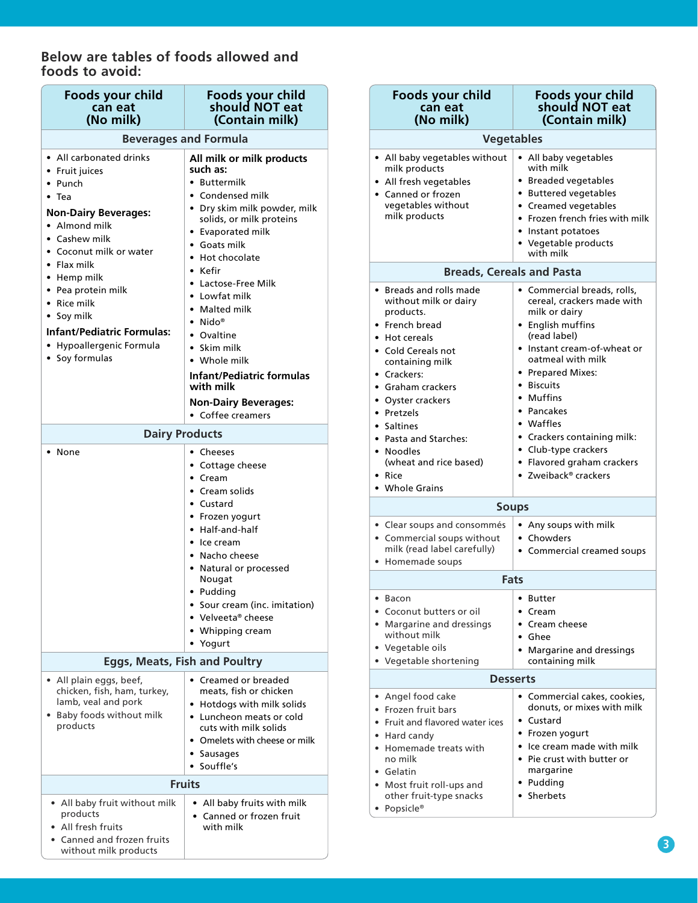## Below are tables of foods allowed and foods to avoid:

| Foods your child can eat (No milk) | Foods your child should NOT eat (Contain milk) |
|---|---|
| **Beverages and Formula** | |
| • All carbonated drinks<br>• Fruit juices<br>• Punch<br>• Tea<br>**Non-Dairy Beverages:**<br>• Almond milk<br>• Cashew milk<br>• Coconut milk or water<br>• Flax milk<br>• Hemp milk<br>• Pea protein milk<br>• Rice milk<br>• Soy milk<br>**Infant/Pediatric Formulas:**<br>• Hypoallergenic Formula<br>• Soy formulas | **All milk or milk products such as:**<br>• Buttermilk<br>• Condensed milk<br>• Dry skim milk powder, milk solids, or milk proteins<br>• Evaporated milk<br>• Goats milk<br>• Hot chocolate<br>• Kefir<br>• Lactose-Free Milk<br>• Lowfat milk<br>• Malted milk<br>• Nido®<br>• Ovaltine<br>• Skim milk<br>• Whole milk<br>**Infant/Pediatric formulas with milk**<br>**Non-Dairy Beverages:**<br>• Coffee creamers |
| **Dairy Products** | |
| • None | • Cheeses<br>• Cottage cheese<br>• Cream<br>• Cream solids<br>• Custard<br>• Frozen yogurt<br>• Half-and-half<br>• Ice cream<br>• Nacho cheese<br>• Natural or processed Nougat<br>• Pudding<br>• Sour cream (inc. imitation)<br>• Velveeta® cheese<br>• Whipping cream<br>• Yogurt |
| **Eggs, Meats, Fish and Poultry** | |
| • All plain eggs, beef, chicken, fish, ham, turkey, lamb, veal and pork<br>• Baby foods without milk products | • Creamed or breaded meats, fish or chicken<br>• Hotdogs with milk solids<br>• Luncheon meats or cold cuts with milk solids<br>• Omelets with cheese or milk<br>• Sausages<br>• Souffle's |
| **Fruits** | |
| • All baby fruit without milk products<br>• All fresh fruits<br>• Canned and frozen fruits without milk products | • All baby fruits with milk<br>• Canned or frozen fruit with milk |

| Foods your child can eat (No milk) | Foods your child should NOT eat (Contain milk) |
|---|---|
| **Vegetables** | |
| • All baby vegetables without milk products<br>• All fresh vegetables<br>• Canned or frozen vegetables without milk products | • All baby vegetables with milk<br>• Breaded vegetables<br>• Buttered vegetables<br>• Creamed vegetables<br>• Frozen french fries with milk<br>• Instant potatoes<br>• Vegetable products with milk |
| **Breads, Cereals and Pasta** | |
| • Breads and rolls made without milk or dairy products.<br>• French bread<br>• Hot cereals<br>• Cold Cereals not containing milk<br>• Crackers:<br>• Graham crackers<br>• Oyster crackers<br>• Pretzels<br>• Saltines<br>• Pasta and Starches:<br>• Noodles (wheat and rice based)<br>• Rice<br>• Whole Grains | • Commercial breads, rolls, cereal, crackers made with milk or dairy<br>• English muffins (read label)<br>• Instant cream-of-wheat or oatmeal with milk<br>• Prepared Mixes:<br>• Biscuits<br>• Muffins<br>• Pancakes<br>• Waffles<br>• Crackers containing milk:<br>• Club-type crackers<br>• Flavored graham crackers<br>• Zweiback® crackers |
| **Soups** | |
| • Clear soups and consommés<br>• Commercial soups without milk (read label carefully)<br>• Homemade soups | • Any soups with milk<br>• Chowders<br>• Commercial creamed soups |
| **Fats** | |
| • Bacon<br>• Coconut butters or oil<br>• Margarine and dressings without milk<br>• Vegetable oils<br>• Vegetable shortening | • Butter<br>• Cream<br>• Cream cheese<br>• Ghee<br>• Margarine and dressings containing milk |
| **Desserts** | |
| • Angel food cake<br>• Frozen fruit bars<br>• Fruit and flavored water ices<br>• Hard candy<br>• Homemade treats with no milk<br>• Gelatin<br>• Most fruit roll-ups and other fruit-type snacks<br>• Popsicle® | • Commercial cakes, cookies, donuts, or mixes with milk<br>• Custard<br>• Frozen yogurt<br>• Ice cream made with milk<br>• Pie crust with butter or margarine<br>• Pudding<br>• Sherbets |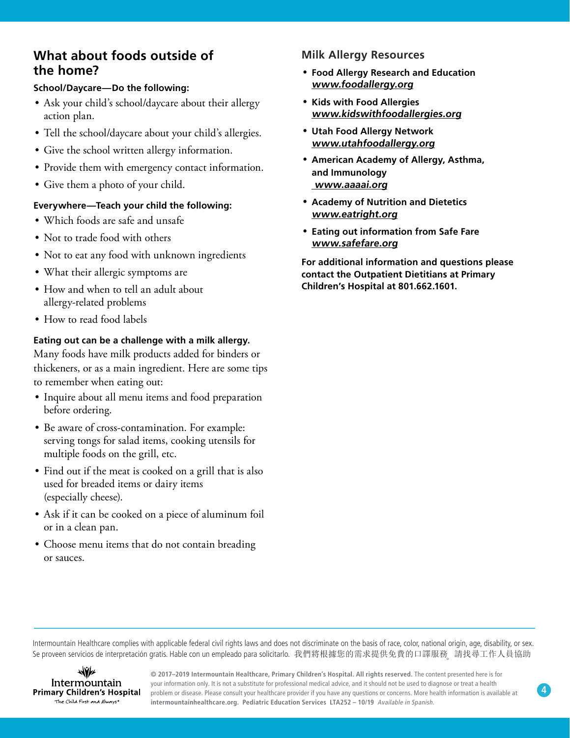## What about foods outside of the home?

**School/Daycare—Do the following:**

- Ask your child's school/daycare about their allergy action plan.
- Tell the school/daycare about your child's allergies.
- Give the school written allergy information.
- Provide them with emergency contact information.
- Give them a photo of your child.

**Everywhere—Teach your child the following:**

- Which foods are safe and unsafe
- Not to trade food with others
- Not to eat any food with unknown ingredients
- What their allergic symptoms are
- How and when to tell an adult about allergy-related problems
- How to read food labels

**Eating out can be a challenge with a milk allergy.** Many foods have milk products added for binders or thickeners, or as a main ingredient. Here are some tips to remember when eating out:

- Inquire about all menu items and food preparation before ordering.
- Be aware of cross-contamination. For example: serving tongs for salad items, cooking utensils for multiple foods on the grill, etc.
- Find out if the meat is cooked on a grill that is also used for breaded items or dairy items (especially cheese).
- Ask if it can be cooked on a piece of aluminum foil or in a clean pan.
- Choose menu items that do not contain breading or sauces.

### Milk Allergy Resources

- **Food Allergy Research and Education** ***www.foodallergy.org***
- **Kids with Food Allergies** ***www.kidswithfoodallergies.org***
- **Utah Food Allergy Network** ***www.utahfoodallergy.org***
- **American Academy of Allergy, Asthma, and Immunology** ***www.aaaai.org***
- **Academy of Nutrition and Dietetics** ***www.eatright.org***
- **Eating out information from Safe Fare** ***www.safefare.org***

**For additional information and questions please contact the Outpatient Dietitians at Primary Children's Hospital at 801.662.1601.**

Intermountain Healthcare complies with applicable federal civil rights laws and does not discriminate on the basis of race, color, national origin, age, disability, or sex. Se proveen servicios de interpretación gratis. Hable con un empleado para solicitarlo. 我們將根據您的需求提供免費的口譯服務。請找尋工作人員協助

Intermountain Primary Children's Hospital
The Child First and Always®

**© 2017–2019 Intermountain Healthcare, Primary Children's Hospital. All rights reserved.** The content presented here is for your information only. It is not a substitute for professional medical advice, and it should not be used to diagnose or treat a health problem or disease. Please consult your healthcare provider if you have any questions or concerns. More health information is available at **intermountainhealthcare.org. Pediatric Education Services LTA252 – 10/19** *Available in Spanish.*